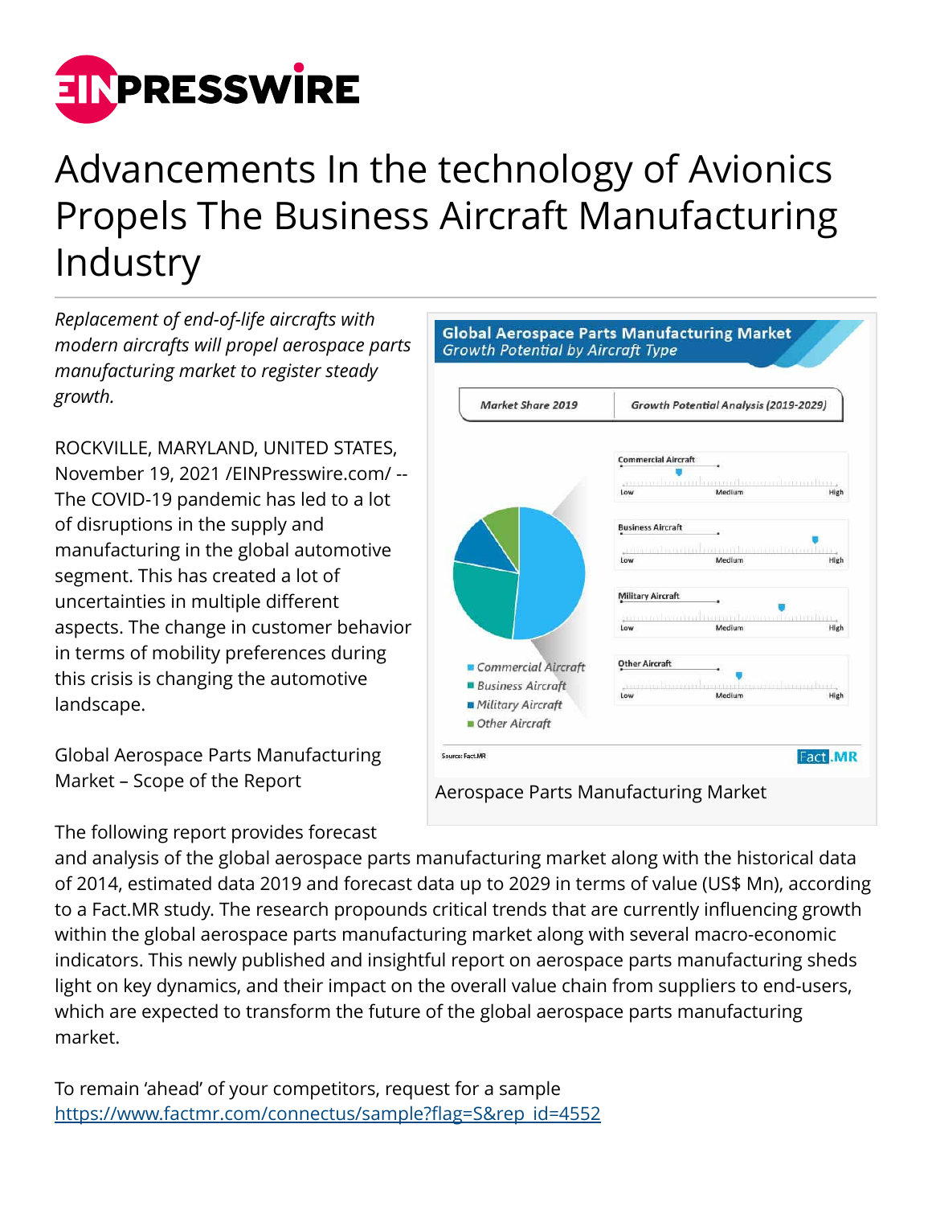# Advancements In the technology of Avionics Propels The Business Aircraft Manufacturing Industry

*Replacement of end-of-life aircrafts with modern aircrafts will propel aerospace parts manufacturing market to register steady growth.*

ROCKVILLE, MARYLAND, UNITED STATES, November 19, 2021 /EINPresswire.com/ -- The COVID-19 pandemic has led to a lot of disruptions in the supply and manufacturing in the global automotive segment. This has created a lot of uncertainties in multiple different aspects. The change in customer behavior in terms of mobility preferences during this crisis is changing the automotive landscape.

Aerospace Parts Manufacturing Market

Global Aerospace Parts Manufacturing Market – Scope of the Report

The following report provides forecast and analysis of the global aerospace parts manufacturing market along with the historical data of 2014, estimated data 2019 and forecast data up to 2029 in terms of value (US$ Mn), according to a Fact.MR study. The research propounds critical trends that are currently influencing growth within the global aerospace parts manufacturing market along with several macro-economic indicators. This newly published and insightful report on aerospace parts manufacturing sheds light on key dynamics, and their impact on the overall value chain from suppliers to end-users, which are expected to transform the future of the global aerospace parts manufacturing market.

To remain 'ahead' of your competitors, request for a sample
https://www.factmr.com/connectus/sample?flag=S&rep_id=4552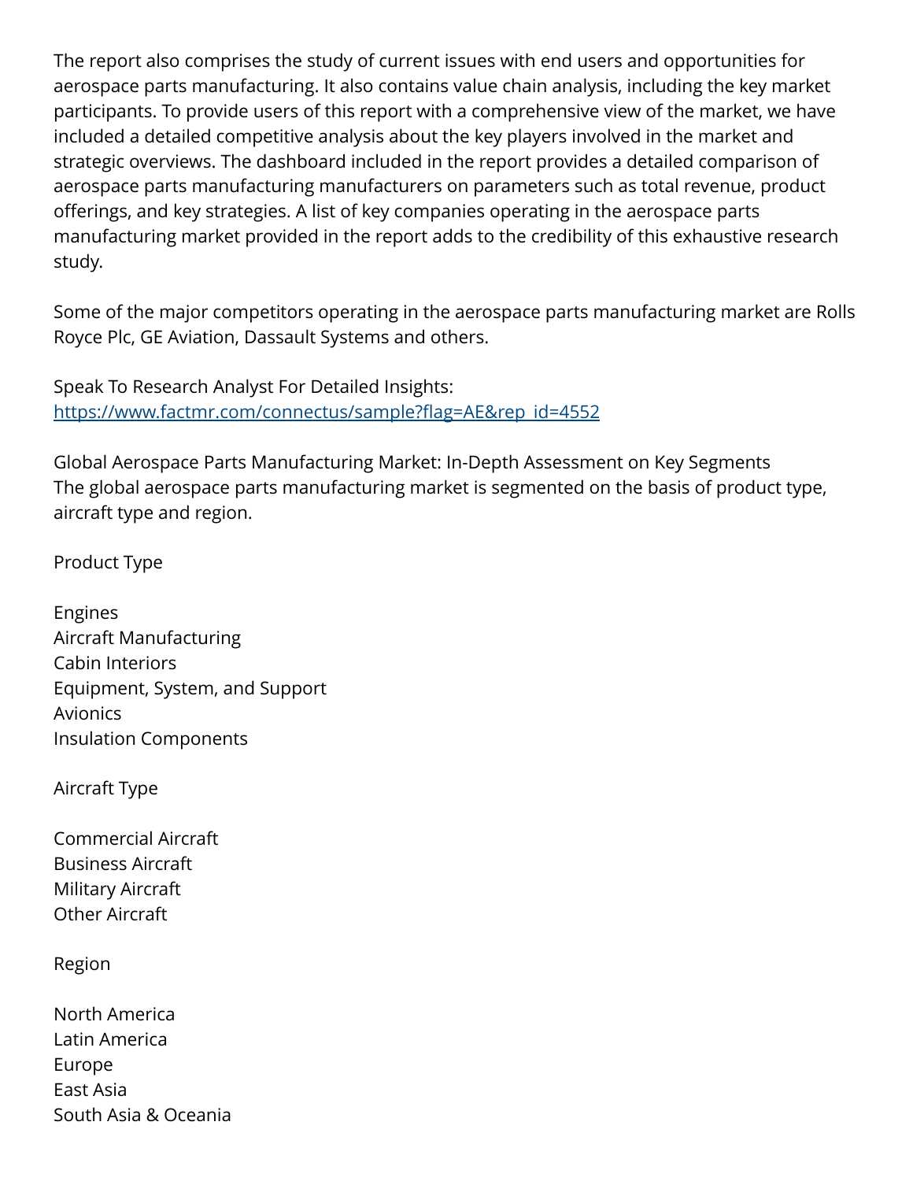The report also comprises the study of current issues with end users and opportunities for aerospace parts manufacturing. It also contains value chain analysis, including the key market participants. To provide users of this report with a comprehensive view of the market, we have included a detailed competitive analysis about the key players involved in the market and strategic overviews. The dashboard included in the report provides a detailed comparison of aerospace parts manufacturing manufacturers on parameters such as total revenue, product offerings, and key strategies. A list of key companies operating in the aerospace parts manufacturing market provided in the report adds to the credibility of this exhaustive research study.

Some of the major competitors operating in the aerospace parts manufacturing market are Rolls Royce Plc, GE Aviation, Dassault Systems and others.

Speak To Research Analyst For Detailed Insights:
[https://www.factmr.com/connectus/sample?flag=AE&rep_id=4552](https://www.factmr.com/connectus/sample?flag=AE&rep_id=4552)

Global Aerospace Parts Manufacturing Market: In-Depth Assessment on Key Segments
The global aerospace parts manufacturing market is segmented on the basis of product type, aircraft type and region.

Product Type

- Engines
- Aircraft Manufacturing
- Cabin Interiors
- Equipment, System, and Support
- Avionics
- Insulation Components

Aircraft Type

- Commercial Aircraft
- Business Aircraft
- Military Aircraft
- Other Aircraft

Region

- North America
- Latin America
- Europe
- East Asia
- South Asia & Oceania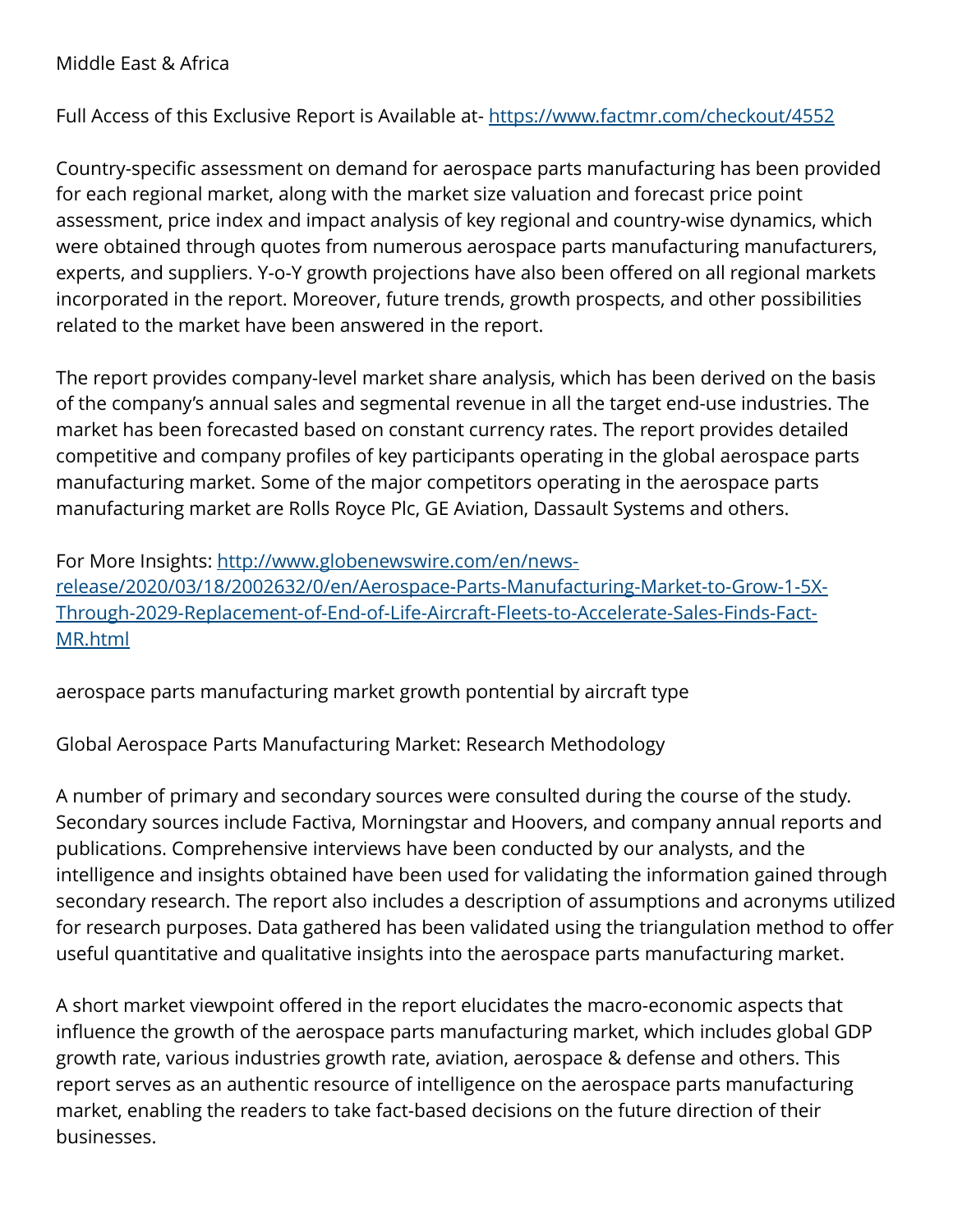Middle East & Africa

Full Access of this Exclusive Report is Available at- [https://www.factmr.com/checkout/4552](https://www.factmr.com/checkout/4552)

Country-specific assessment on demand for aerospace parts manufacturing has been provided for each regional market, along with the market size valuation and forecast price point assessment, price index and impact analysis of key regional and country-wise dynamics, which were obtained through quotes from numerous aerospace parts manufacturing manufacturers, experts, and suppliers. Y-o-Y growth projections have also been offered on all regional markets incorporated in the report. Moreover, future trends, growth prospects, and other possibilities related to the market have been answered in the report.

The report provides company-level market share analysis, which has been derived on the basis of the company's annual sales and segmental revenue in all the target end-use industries. The market has been forecasted based on constant currency rates. The report provides detailed competitive and company profiles of key participants operating in the global aerospace parts manufacturing market. Some of the major competitors operating in the aerospace parts manufacturing market are Rolls Royce Plc, GE Aviation, Dassault Systems and others.

For More Insights: [http://www.globenewswire.com/en/news-release/2020/03/18/2002632/0/en/Aerospace-Parts-Manufacturing-Market-to-Grow-1-5X-Through-2029-Replacement-of-End-of-Life-Aircraft-Fleets-to-Accelerate-Sales-Finds-Fact-MR.html](http://www.globenewswire.com/en/news-release/2020/03/18/2002632/0/en/Aerospace-Parts-Manufacturing-Market-to-Grow-1-5X-Through-2029-Replacement-of-End-of-Life-Aircraft-Fleets-to-Accelerate-Sales-Finds-Fact-MR.html)

aerospace parts manufacturing market growth pontential by aircraft type

Global Aerospace Parts Manufacturing Market: Research Methodology

A number of primary and secondary sources were consulted during the course of the study. Secondary sources include Factiva, Morningstar and Hoovers, and company annual reports and publications. Comprehensive interviews have been conducted by our analysts, and the intelligence and insights obtained have been used for validating the information gained through secondary research. The report also includes a description of assumptions and acronyms utilized for research purposes. Data gathered has been validated using the triangulation method to offer useful quantitative and qualitative insights into the aerospace parts manufacturing market.

A short market viewpoint offered in the report elucidates the macro-economic aspects that influence the growth of the aerospace parts manufacturing market, which includes global GDP growth rate, various industries growth rate, aviation, aerospace & defense and others. This report serves as an authentic resource of intelligence on the aerospace parts manufacturing market, enabling the readers to take fact-based decisions on the future direction of their businesses.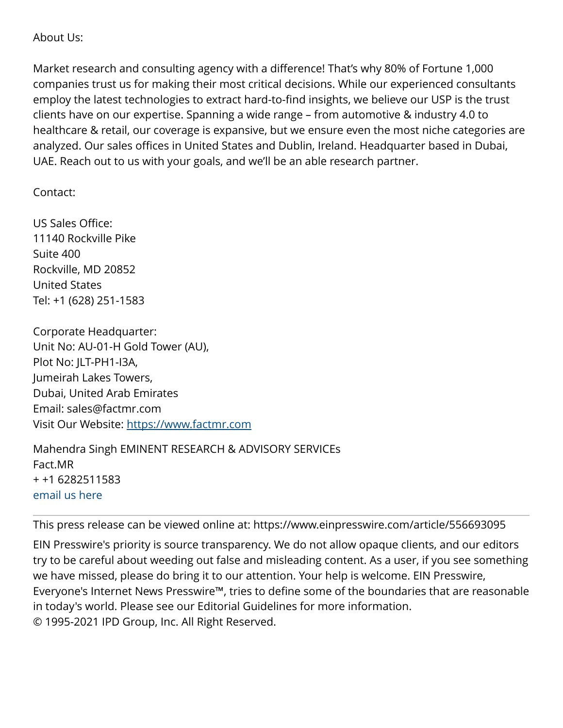About Us:

Market research and consulting agency with a difference! That's why 80% of Fortune 1,000 companies trust us for making their most critical decisions. While our experienced consultants employ the latest technologies to extract hard-to-find insights, we believe our USP is the trust clients have on our expertise. Spanning a wide range – from automotive & industry 4.0 to healthcare & retail, our coverage is expansive, but we ensure even the most niche categories are analyzed. Our sales offices in United States and Dublin, Ireland. Headquarter based in Dubai, UAE. Reach out to us with your goals, and we'll be an able research partner.

Contact:

US Sales Office:
11140 Rockville Pike
Suite 400
Rockville, MD 20852
United States
Tel: +1 (628) 251-1583

Corporate Headquarter:
Unit No: AU-01-H Gold Tower (AU),
Plot No: JLT-PH1-I3A,
Jumeirah Lakes Towers,
Dubai, United Arab Emirates
Email: sales@factmr.com
Visit Our Website: [https://www.factmr.com](https://www.factmr.com)

Mahendra Singh EMINENT RESEARCH & ADVISORY SERVICEs
Fact.MR
+ +1 6282511583
email us here

---

This press release can be viewed online at: https://www.einpresswire.com/article/556693095

EIN Presswire's priority is source transparency. We do not allow opaque clients, and our editors try to be careful about weeding out false and misleading content. As a user, if you see something we have missed, please do bring it to our attention. Your help is welcome. EIN Presswire, Everyone's Internet News Presswire™, tries to define some of the boundaries that are reasonable in today's world. Please see our Editorial Guidelines for more information.
© 1995-2021 IPD Group, Inc. All Right Reserved.